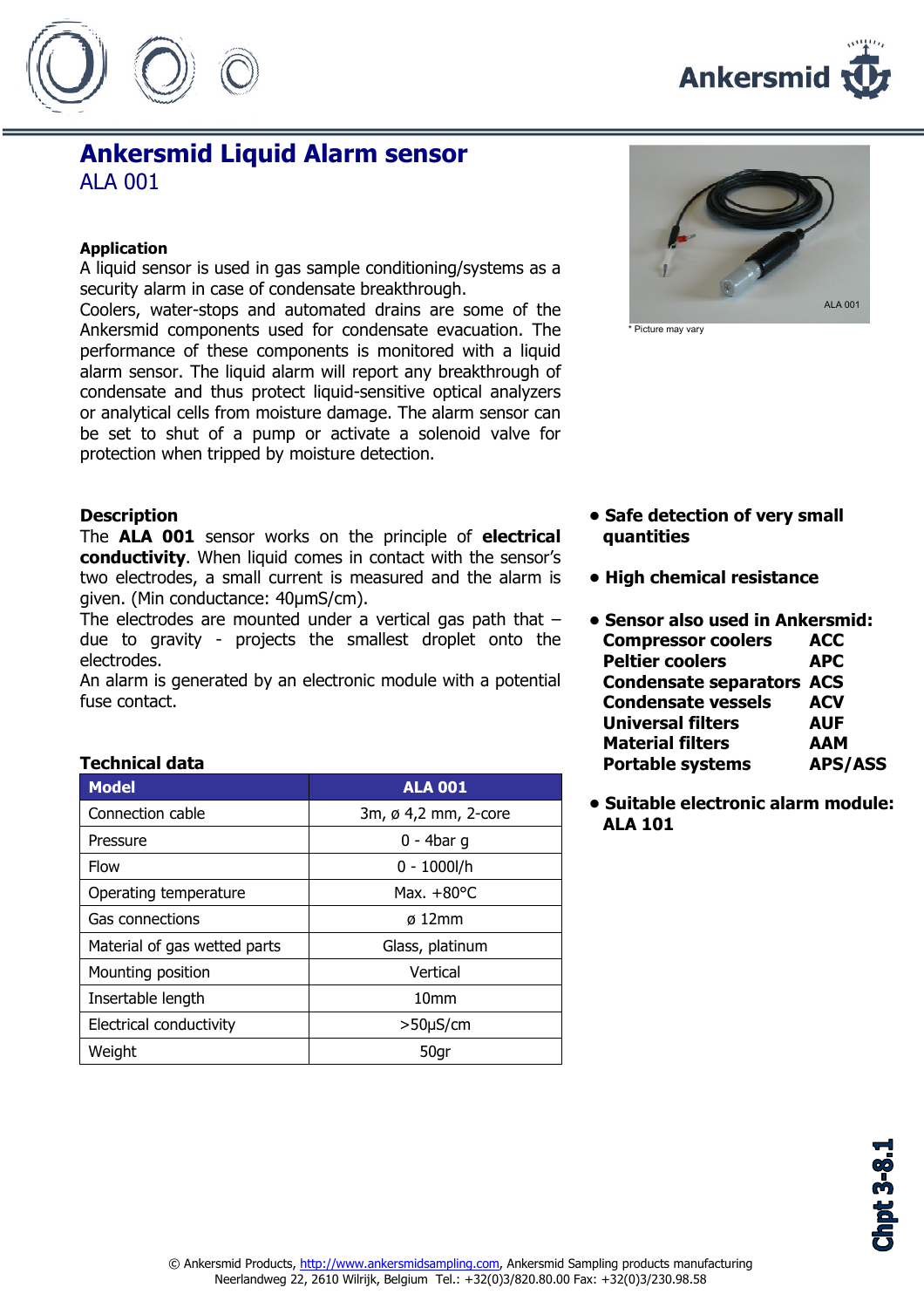# Ankersmid Liquid Alarm sensor

ALA 001

ALA 001

\* Picture may vary

**Application**

A liquid sensor is used in gas sample conditioning/systems as a security alarm in case of condensate breakthrough.
Coolers, water-stops and automated drains are some of the Ankersmid components used for condensate evacuation. The performance of these components is monitored with a liquid alarm sensor. The liquid alarm will report any breakthrough of condensate and thus protect liquid-sensitive optical analyzers or analytical cells from moisture damage. The alarm sensor can be set to shut of a pump or activate a solenoid valve for protection when tripped by moisture detection.

**Description**

The **ALA 001** sensor works on the principle of **electrical conductivity**. When liquid comes in contact with the sensor's two electrodes, a small current is measured and the alarm is given. (Min conductance: 40µmS/cm).
The electrodes are mounted under a vertical gas path that – due to gravity - projects the smallest droplet onto the electrodes.
An alarm is generated by an electronic module with a potential fuse contact.

**Technical data**

| Model | ALA 001 |
|---|---|
| Connection cable | 3m, ø 4,2 mm, 2-core |
| Pressure | 0 - 4bar g |
| Flow | 0 - 1000l/h |
| Operating temperature | Max. +80°C |
| Gas connections | ø 12mm |
| Material of gas wetted parts | Glass, platinum |
| Mounting position | Vertical |
| Insertable length | 10mm |
| Electrical conductivity | >50µS/cm |
| Weight | 50gr |

- **Safe detection of very small quantities**
- **High chemical resistance**
- **Sensor also used in Ankersmid:**

| | |
|---|---|
| **Compressor coolers** | **ACC** |
| **Peltier coolers** | **APC** |
| **Condensate separators** | **ACS** |
| **Condensate vessels** | **ACV** |
| **Universal filters** | **AUF** |
| **Material filters** | **AAM** |
| **Portable systems** | **APS/ASS** |

- **Suitable electronic alarm module: ALA 101**

Chpt 3-8.1

© Ankersmid Products, http://www.ankersmidsampling.com, Ankersmid Sampling products manufacturing
Neerlandweg 22, 2610 Wilrijk, Belgium Tel.: +32(0)3/820.80.00 Fax: +32(0)3/230.98.58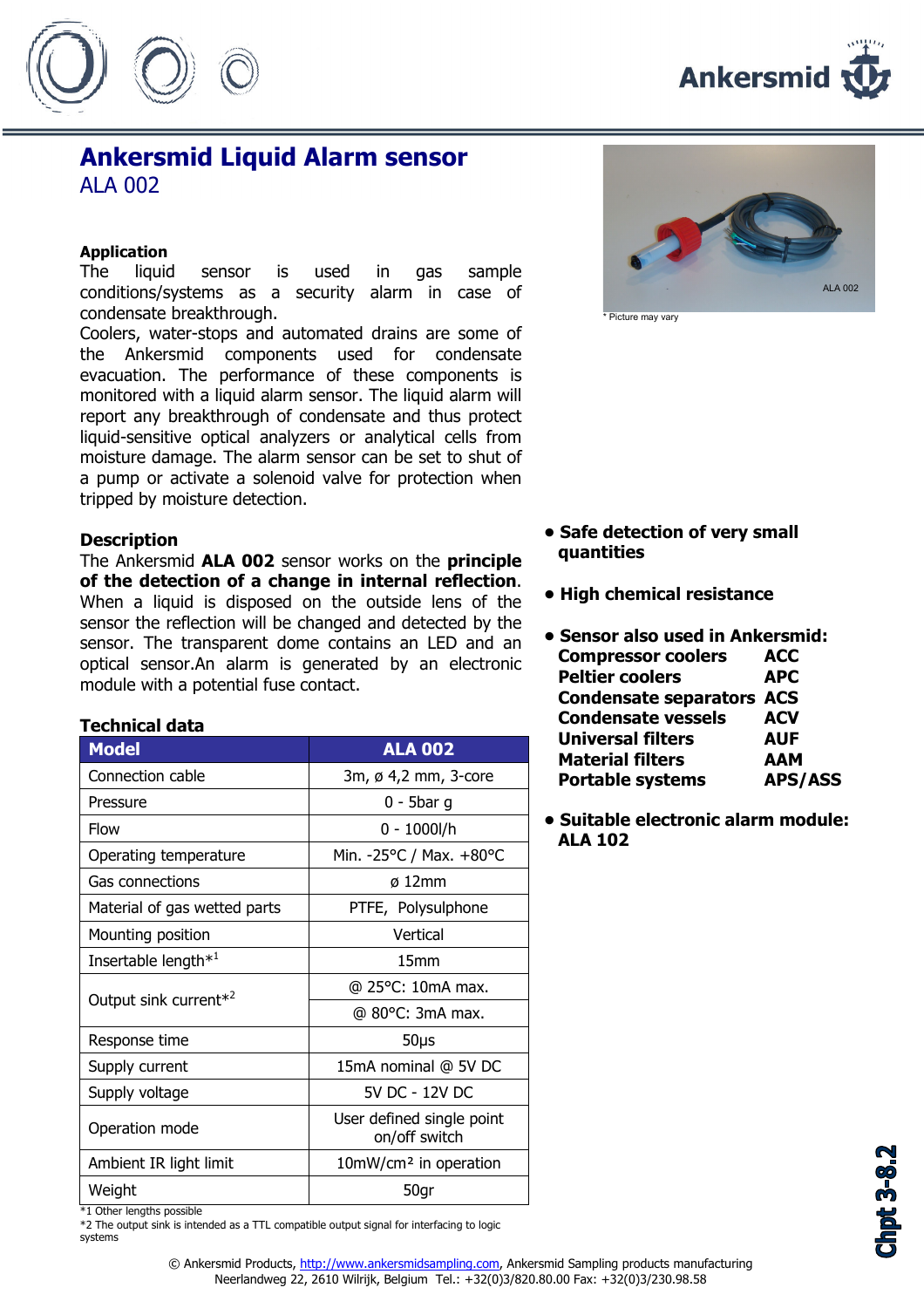# Ankersmid Liquid Alarm sensor

ALA 002

### Application

The liquid sensor is used in gas sample conditions/systems as a security alarm in case of condensate breakthrough.
Coolers, water-stops and automated drains are some of the Ankersmid components used for condensate evacuation. The performance of these components is monitored with a liquid alarm sensor. The liquid alarm will report any breakthrough of condensate and thus protect liquid-sensitive optical analyzers or analytical cells from moisture damage. The alarm sensor can be set to shut of a pump or activate a solenoid valve for protection when tripped by moisture detection.

ALA 002

\* Picture may vary

### Description

The Ankersmid **ALA 002** sensor works on the **principle of the detection of a change in internal reflection**. When a liquid is disposed on the outside lens of the sensor the reflection will be changed and detected by the sensor. The transparent dome contains an LED and an optical sensor.An alarm is generated by an electronic module with a potential fuse contact.

- **Safe detection of very small quantities**
- **High chemical resistance**
- **Sensor also used in Ankersmid:**
  - **Compressor coolers ACC**
  - **Peltier coolers APC**
  - **Condensate separators ACS**
  - **Condensate vessels ACV**
  - **Universal filters AUF**
  - **Material filters AAM**
  - **Portable systems APS/ASS**
- **Suitable electronic alarm module: ALA 102**

### Technical data

| Model | ALA 002 |
|---|---|
| Connection cable | 3m, ø 4,2 mm, 3-core |
| Pressure | 0 - 5bar g |
| Flow | 0 - 1000l/h |
| Operating temperature | Min. -25°C / Max. +80°C |
| Gas connections | ø 12mm |
| Material of gas wetted parts | PTFE, Polysulphone |
| Mounting position | Vertical |
| Insertable length*[1] | 15mm |
| Output sink current*[2] | @ 25°C: 10mA max. |
| | @ 80°C: 3mA max. |
| Response time | 50µs |
| Supply current | 15mA nominal @ 5V DC |
| Supply voltage | 5V DC - 12V DC |
| Operation mode | User defined single point on/off switch |
| Ambient IR light limit | 10mW/cm² in operation |
| Weight | 50gr |

*1 Other lengths possible
*2 The output sink is intended as a TTL compatible output signal for interfacing to logic systems

© Ankersmid Products, http://www.ankersmidsampling.com, Ankersmid Sampling products manufacturing
Neerlandweg 22, 2610 Wilrijk, Belgium Tel.: +32(0)3/820.80.00 Fax: +32(0)3/230.98.58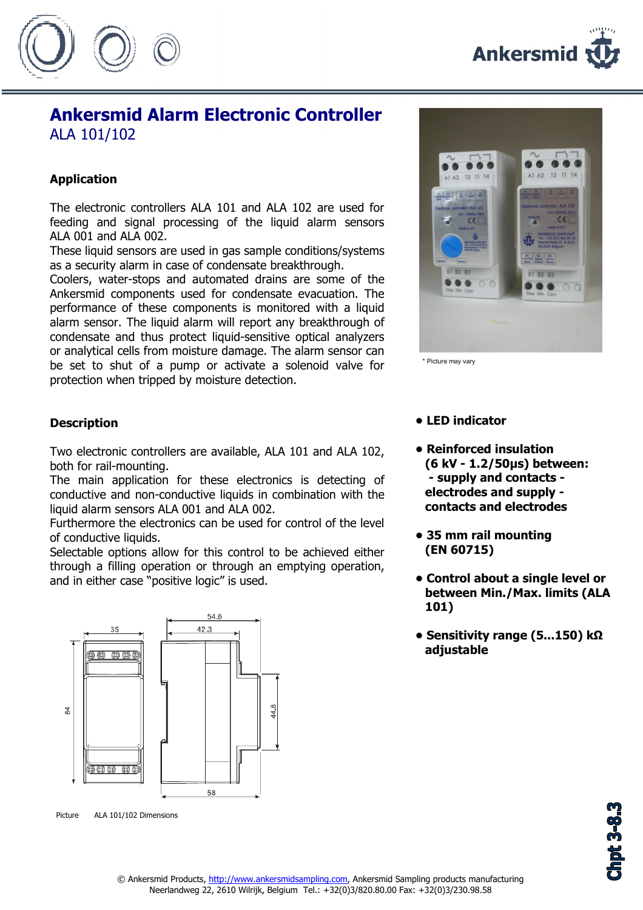# Ankersmid Alarm Electronic Controller

ALA 101/102

### Application

The electronic controllers ALA 101 and ALA 102 are used for feeding and signal processing of the liquid alarm sensors ALA 001 and ALA 002.
These liquid sensors are used in gas sample conditions/systems as a security alarm in case of condensate breakthrough.
Coolers, water-stops and automated drains are some of the Ankersmid components used for condensate evacuation. The performance of these components is monitored with a liquid alarm sensor. The liquid alarm will report any breakthrough of condensate and thus protect liquid-sensitive optical analyzers or analytical cells from moisture damage. The alarm sensor can be set to shut of a pump or activate a solenoid valve for protection when tripped by moisture detection.

\* Picture may vary

### Description

Two electronic controllers are available, ALA 101 and ALA 102, both for rail-mounting.
The main application for these electronics is detecting of conductive and non-conductive liquids in combination with the liquid alarm sensors ALA 001 and ALA 002.
Furthermore the electronics can be used for control of the level of conductive liquids.
Selectable options allow for this control to be achieved either through a filling operation or through an emptying operation, and in either case "positive logic" is used.

- **LED indicator**
- **Reinforced insulation (6 kV - 1.2/50µs) between: - supply and contacts - electrodes and supply - contacts and electrodes**
- **35 mm rail mounting (EN 60715)**
- **Control about a single level or between Min./Max. limits (ALA 101)**
- **Sensitivity range (5...150) kΩ adjustable**

Picture ALA 101/102 Dimensions

© Ankersmid Products, http://www.ankersmidsampling.com, Ankersmid Sampling products manufacturing
Neerlandweg 22, 2610 Wilrijk, Belgium Tel.: +32(0)3/820.80.00 Fax: +32(0)3/230.98.58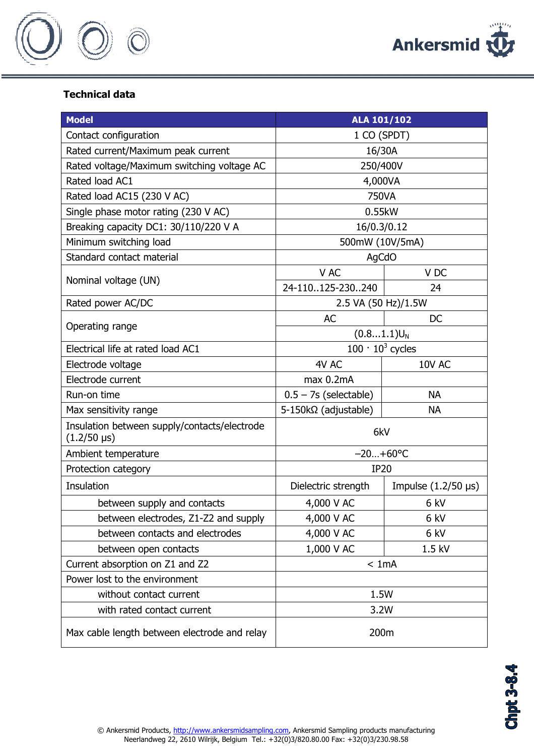## Technical data

| Model | ALA 101/102 | |
|---|---|---|
| Contact configuration | 1 CO (SPDT) | |
| Rated current/Maximum peak current | 16/30A | |
| Rated voltage/Maximum switching voltage AC | 250/400V | |
| Rated load AC1 | 4,000VA | |
| Rated load AC15 (230 V AC) | 750VA | |
| Single phase motor rating (230 V AC) | 0.55kW | |
| Breaking capacity DC1: 30/110/220 V A | 16/0.3/0.12 | |
| Minimum switching load | 500mW (10V/5mA) | |
| Standard contact material | AgCdO | |
| Nominal voltage (UN) | V AC | V DC |
| | 24-110..125-230..240 | 24 |
| Rated power AC/DC | 2.5 VA (50 Hz)/1.5W | |
| Operating range | AC | DC |
| | $(0.8...1.1)U_N$ | |
| Electrical life at rated load AC1 | $100 \cdot 10^3$ cycles | |
| Electrode voltage | 4V AC | 10V AC |
| Electrode current | max 0.2mA | |
| Run-on time | 0.5 – 7s (selectable) | NA |
| Max sensitivity range | 5-150kΩ (adjustable) | NA |
| Insulation between supply/contacts/electrode (1.2/50 μs) | 6kV | |
| Ambient temperature | –20…+60°C | |
| Protection category | IP20 | |
| Insulation | Dielectric strength | Impulse (1.2/50 μs) |
| between supply and contacts | 4,000 V AC | 6 kV |
| between electrodes, Z1-Z2 and supply | 4,000 V AC | 6 kV |
| between contacts and electrodes | 4,000 V AC | 6 kV |
| between open contacts | 1,000 V AC | 1.5 kV |
| Current absorption on Z1 and Z2 | < 1mA | |
| Power lost to the environment | | |
| without contact current | 1.5W | |
| with rated contact current | 3.2W | |
| Max cable length between electrode and relay | 200m | |

Chpt 3-8.4

© Ankersmid Products, http://www.ankersmidsampling.com, Ankersmid Sampling products manufacturing
Neerlandweg 22, 2610 Wilrijk, Belgium Tel.: +32(0)3/820.80.00 Fax: +32(0)3/230.98.58